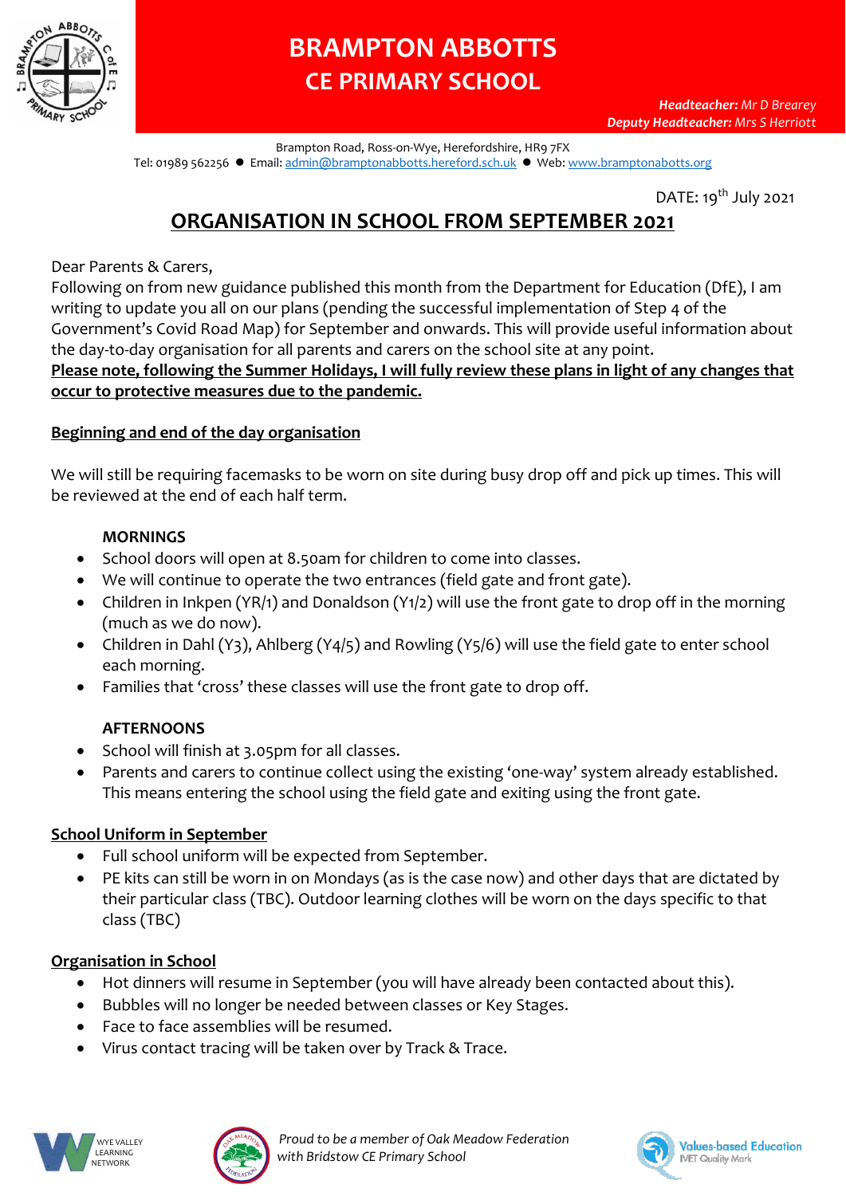# BRAMPTON ABBOTTS
## CE PRIMARY SCHOOL

***Headteacher:*** *Mr D Brearey*
***Deputy Headteacher:*** *Mrs S Herriott*

Brampton Road, Ross-on-Wye, Herefordshire, HR9 7FX
Tel: 01989 562256 ● Email: admin@bramptonabbotts.hereford.sch.uk ● Web: www.bramptonabbotts.org

DATE: 19th July 2021

## ORGANISATION IN SCHOOL FROM SEPTEMBER 2021

Dear Parents & Carers,
Following on from new guidance published this month from the Department for Education (DfE), I am writing to update you all on our plans (pending the successful implementation of Step 4 of the Government's Covid Road Map) for September and onwards. This will provide useful information about the day-to-day organisation for all parents and carers on the school site at any point.
**Please note, following the Summer Holidays, I will fully review these plans in light of any changes that occur to protective measures due to the pandemic.**

### Beginning and end of the day organisation

We will still be requiring facemasks to be worn on site during busy drop off and pick up times. This will be reviewed at the end of each half term.

**MORNINGS**

- School doors will open at 8.50am for children to come into classes.
- We will continue to operate the two entrances (field gate and front gate).
- Children in Inkpen (YR/1) and Donaldson (Y1/2) will use the front gate to drop off in the morning (much as we do now).
- Children in Dahl (Y3), Ahlberg (Y4/5) and Rowling (Y5/6) will use the field gate to enter school each morning.
- Families that 'cross' these classes will use the front gate to drop off.

**AFTERNOONS**

- School will finish at 3.05pm for all classes.
- Parents and carers to continue collect using the existing 'one-way' system already established. This means entering the school using the field gate and exiting using the front gate.

### School Uniform in September

- Full school uniform will be expected from September.
- PE kits can still be worn in on Mondays (as is the case now) and other days that are dictated by their particular class (TBC). Outdoor learning clothes will be worn on the days specific to that class (TBC)

### Organisation in School

- Hot dinners will resume in September (you will have already been contacted about this).
- Bubbles will no longer be needed between classes or Key Stages.
- Face to face assemblies will be resumed.
- Virus contact tracing will be taken over by Track & Trace.

*Proud to be a member of Oak Meadow Federation with Bridstow CE Primary School*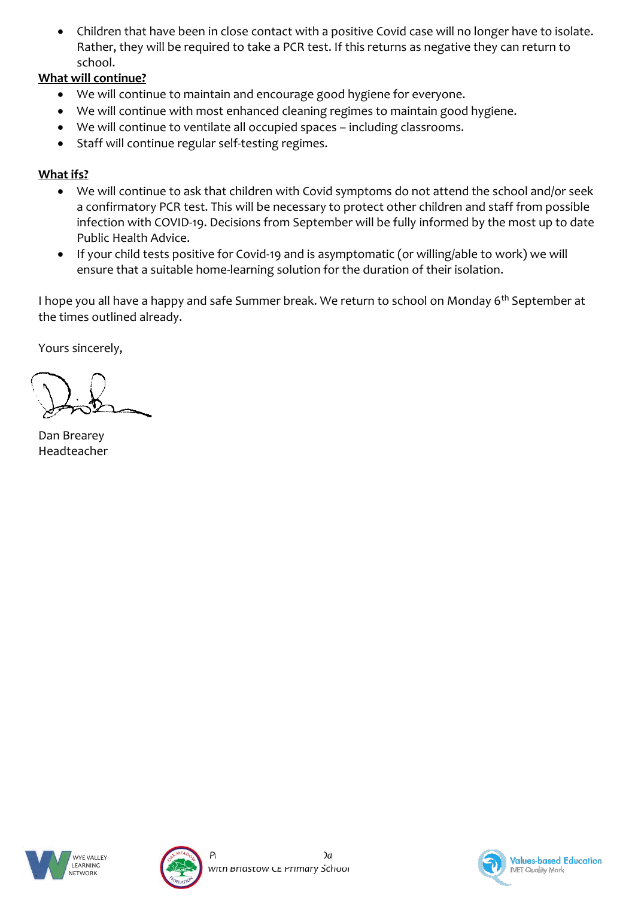- Children that have been in close contact with a positive Covid case will no longer have to isolate. Rather, they will be required to take a PCR test. If this returns as negative they can return to school.

**What will continue?**

- We will continue to maintain and encourage good hygiene for everyone.
- We will continue with most enhanced cleaning regimes to maintain good hygiene.
- We will continue to ventilate all occupied spaces – including classrooms.
- Staff will continue regular self-testing regimes.

**What ifs?**

- We will continue to ask that children with Covid symptoms do not attend the school and/or seek a confirmatory PCR test. This will be necessary to protect other children and staff from possible infection with COVID-19. Decisions from September will be fully informed by the most up to date Public Health Advice.
- If your child tests positive for Covid-19 and is asymptomatic (or willing/able to work) we will ensure that a suitable home-learning solution for the duration of their isolation.

I hope you all have a happy and safe Summer break. We return to school on Monday 6th September at the times outlined already.

Yours sincerely,

Dan Brearey
Headteacher